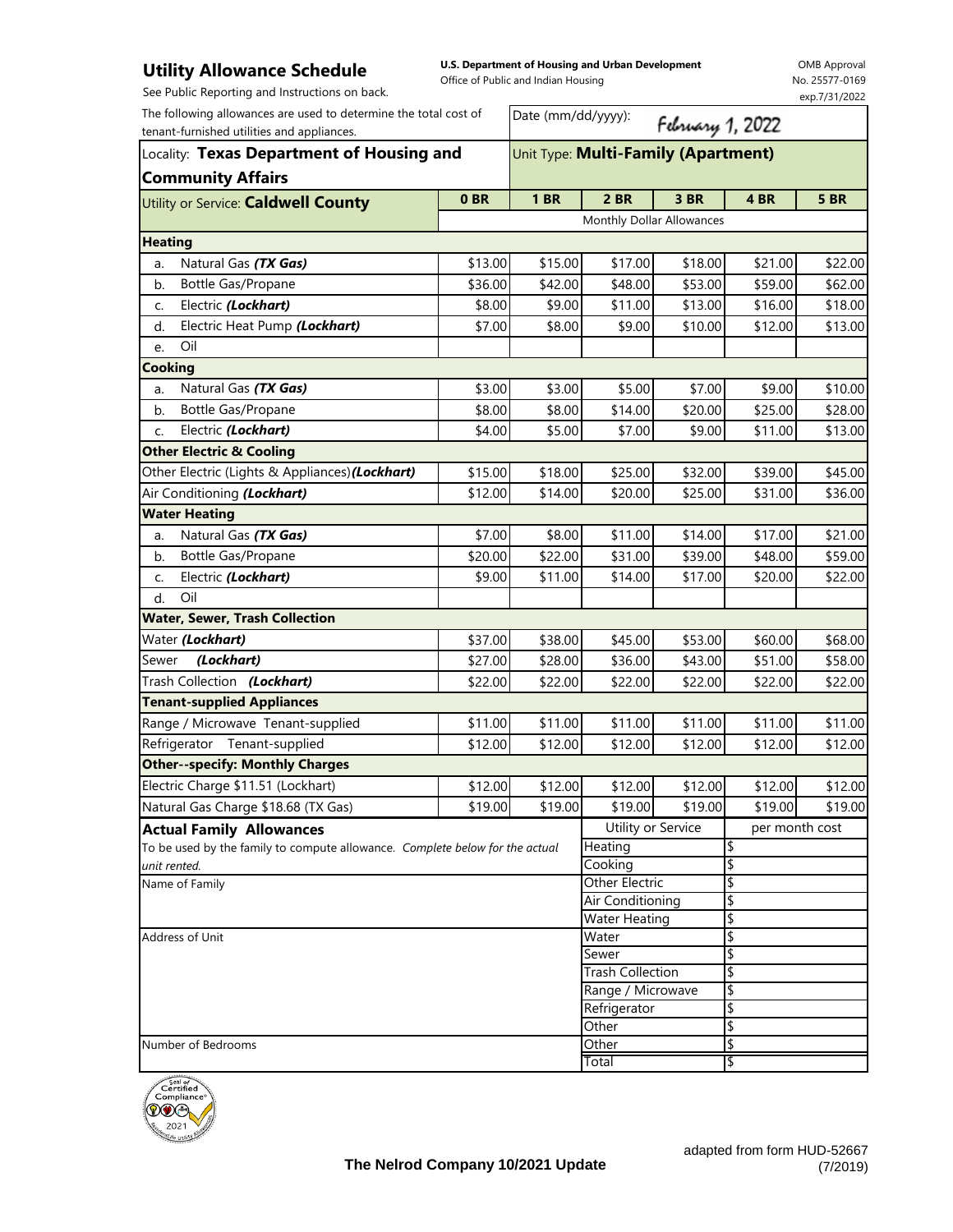## Utility Allowance Schedule

See Public Reporting and Instructions on back.

**U.S. Department of Housing and Urban Development**
Office of Public and Indian Housing

OMB Approval No. 25577-0169 exp.7/31/2022

The following allowances are used to determine the total cost of tenant-furnished utilities and appliances.

Date (mm/dd/yyyy): February 1, 2022

Locality: **Texas Department of Housing and Community Affairs**

Unit Type: **Multi-Family (Apartment)**

| Utility or Service: **Caldwell County** | 0 BR | 1 BR | 2 BR | 3 BR | 4 BR | 5 BR |
|---|---|---|---|---|---|---|
| | Monthly Dollar Allowances | | | | | |
| **Heating** | | | | | | |
| a. Natural Gas ***(TX Gas)*** | $13.00 | $15.00 | $17.00 | $18.00 | $21.00 | $22.00 |
| b. Bottle Gas/Propane | $36.00 | $42.00 | $48.00 | $53.00 | $59.00 | $62.00 |
| c. Electric ***(Lockhart)*** | $8.00 | $9.00 | $11.00 | $13.00 | $16.00 | $18.00 |
| d. Electric Heat Pump ***(Lockhart)*** | $7.00 | $8.00 | $9.00 | $10.00 | $12.00 | $13.00 |
| e. Oil | | | | | | |
| **Cooking** | | | | | | |
| a. Natural Gas ***(TX Gas)*** | $3.00 | $3.00 | $5.00 | $7.00 | $9.00 | $10.00 |
| b. Bottle Gas/Propane | $8.00 | $8.00 | $14.00 | $20.00 | $25.00 | $28.00 |
| c. Electric ***(Lockhart)*** | $4.00 | $5.00 | $7.00 | $9.00 | $11.00 | $13.00 |
| **Other Electric & Cooling** | | | | | | |
| Other Electric (Lights & Appliances) ***(Lockhart)*** | $15.00 | $18.00 | $25.00 | $32.00 | $39.00 | $45.00 |
| Air Conditioning ***(Lockhart)*** | $12.00 | $14.00 | $20.00 | $25.00 | $31.00 | $36.00 |
| **Water Heating** | | | | | | |
| a. Natural Gas ***(TX Gas)*** | $7.00 | $8.00 | $11.00 | $14.00 | $17.00 | $21.00 |
| b. Bottle Gas/Propane | $20.00 | $22.00 | $31.00 | $39.00 | $48.00 | $59.00 |
| c. Electric ***(Lockhart)*** | $9.00 | $11.00 | $14.00 | $17.00 | $20.00 | $22.00 |
| d. Oil | | | | | | |
| **Water, Sewer, Trash Collection** | | | | | | |
| Water ***(Lockhart)*** | $37.00 | $38.00 | $45.00 | $53.00 | $60.00 | $68.00 |
| Sewer ***(Lockhart)*** | $27.00 | $28.00 | $36.00 | $43.00 | $51.00 | $58.00 |
| Trash Collection ***(Lockhart)*** | $22.00 | $22.00 | $22.00 | $22.00 | $22.00 | $22.00 |
| **Tenant-supplied Appliances** | | | | | | |
| Range / Microwave Tenant-supplied | $11.00 | $11.00 | $11.00 | $11.00 | $11.00 | $11.00 |
| Refrigerator Tenant-supplied | $12.00 | $12.00 | $12.00 | $12.00 | $12.00 | $12.00 |
| **Other--specify: Monthly Charges** | | | | | | |
| Electric Charge $11.51 (Lockhart) | $12.00 | $12.00 | $12.00 | $12.00 | $12.00 | $12.00 |
| Natural Gas Charge $18.68 (TX Gas) | $19.00 | $19.00 | $19.00 | $19.00 | $19.00 | $19.00 |

### Actual Family Allowances

To be used by the family to compute allowance. *Complete below for the actual unit rented.*

Name of Family

Address of Unit

Number of Bedrooms

| Utility or Service | per month cost |
|---|---|
| Heating | $ |
| Cooking | $ |
| Other Electric | $ |
| Air Conditioning | $ |
| Water Heating | $ |
| Water | $ |
| Sewer | $ |
| Trash Collection | $ |
| Range / Microwave | $ |
| Refrigerator | $ |
| Other | $ |
| Other | $ |
| Total | $ |

Seal of Certified Compliance 2021

**The Nelrod Company 10/2021 Update**

adapted from form HUD-52667 (7/2019)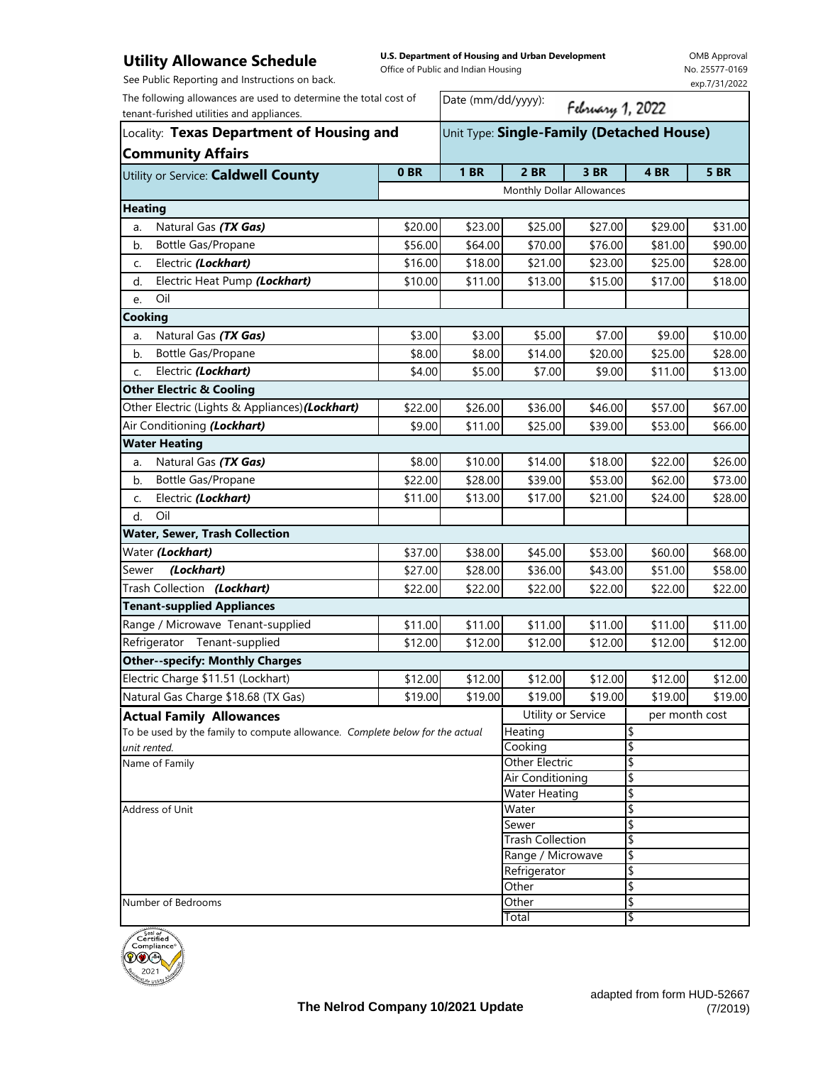## Utility Allowance Schedule

See Public Reporting and Instructions on back.

**U.S. Department of Housing and Urban Development**
Office of Public and Indian Housing

OMB Approval No. 25577-0169 exp.7/31/2022

| | | | | | | |
|---|---|---|---|---|---|---|
| The following allowances are used to determine the total cost of tenant-furished utilities and appliances. | Date (mm/dd/yyyy): February 1, 2022 | | | | | |
| Locality: **Texas Department of Housing and Community Affairs** | Unit Type: **Single-Family (Detached House)** | | | | | |
| Utility or Service: **Caldwell County** | **0 BR** | **1 BR** | **2 BR** | **3 BR** | **4 BR** | **5 BR** |
| | Monthly Dollar Allowances | | | | | |
| **Heating** | | | | | | |
| a. Natural Gas ***(TX Gas)*** | $20.00 | $23.00 | $25.00 | $27.00 | $29.00 | $31.00 |
| b. Bottle Gas/Propane | $56.00 | $64.00 | $70.00 | $76.00 | $81.00 | $90.00 |
| c. Electric ***(Lockhart)*** | $16.00 | $18.00 | $21.00 | $23.00 | $25.00 | $28.00 |
| d. Electric Heat Pump ***(Lockhart)*** | $10.00 | $11.00 | $13.00 | $15.00 | $17.00 | $18.00 |
| e. Oil | | | | | | |
| **Cooking** | | | | | | |
| a. Natural Gas ***(TX Gas)*** | $3.00 | $3.00 | $5.00 | $7.00 | $9.00 | $10.00 |
| b. Bottle Gas/Propane | $8.00 | $8.00 | $14.00 | $20.00 | $25.00 | $28.00 |
| c. Electric ***(Lockhart)*** | $4.00 | $5.00 | $7.00 | $9.00 | $11.00 | $13.00 |
| **Other Electric & Cooling** | | | | | | |
| Other Electric (Lights & Appliances) ***(Lockhart)*** | $22.00 | $26.00 | $36.00 | $46.00 | $57.00 | $67.00 |
| Air Conditioning ***(Lockhart)*** | $9.00 | $11.00 | $25.00 | $39.00 | $53.00 | $66.00 |
| **Water Heating** | | | | | | |
| a. Natural Gas ***(TX Gas)*** | $8.00 | $10.00 | $14.00 | $18.00 | $22.00 | $26.00 |
| b. Bottle Gas/Propane | $22.00 | $28.00 | $39.00 | $53.00 | $62.00 | $73.00 |
| c. Electric ***(Lockhart)*** | $11.00 | $13.00 | $17.00 | $21.00 | $24.00 | $28.00 |
| d. Oil | | | | | | |
| **Water, Sewer, Trash Collection** | | | | | | |
| Water ***(Lockhart)*** | $37.00 | $38.00 | $45.00 | $53.00 | $60.00 | $68.00 |
| Sewer ***(Lockhart)*** | $27.00 | $28.00 | $36.00 | $43.00 | $51.00 | $58.00 |
| Trash Collection ***(Lockhart)*** | $22.00 | $22.00 | $22.00 | $22.00 | $22.00 | $22.00 |
| **Tenant-supplied Appliances** | | | | | | |
| Range / Microwave Tenant-supplied | $11.00 | $11.00 | $11.00 | $11.00 | $11.00 | $11.00 |
| Refrigerator Tenant-supplied | $12.00 | $12.00 | $12.00 | $12.00 | $12.00 | $12.00 |
| **Other--specify: Monthly Charges** | | | | | | |
| Electric Charge $11.51 (Lockhart) | $12.00 | $12.00 | $12.00 | $12.00 | $12.00 | $12.00 |
| Natural Gas Charge $18.68 (TX Gas) | $19.00 | $19.00 | $19.00 | $19.00 | $19.00 | $19.00 |

**Actual Family Allowances**

To be used by the family to compute allowance. *Complete below for the actual unit rented.*

| | Utility or Service | per month cost |
|---|---|---|
| Name of Family | Heating | $ |
| | Cooking | $ |
| | Other Electric | $ |
| | Air Conditioning | $ |
| | Water Heating | $ |
| Address of Unit | Water | $ |
| | Sewer | $ |
| | Trash Collection | $ |
| | Range / Microwave | $ |
| | Refrigerator | $ |
| | Other | $ |
| Number of Bedrooms | Other | $ |
| | Total | $ |

**The Nelrod Company 10/2021 Update**

adapted from form HUD-52667 (7/2019)